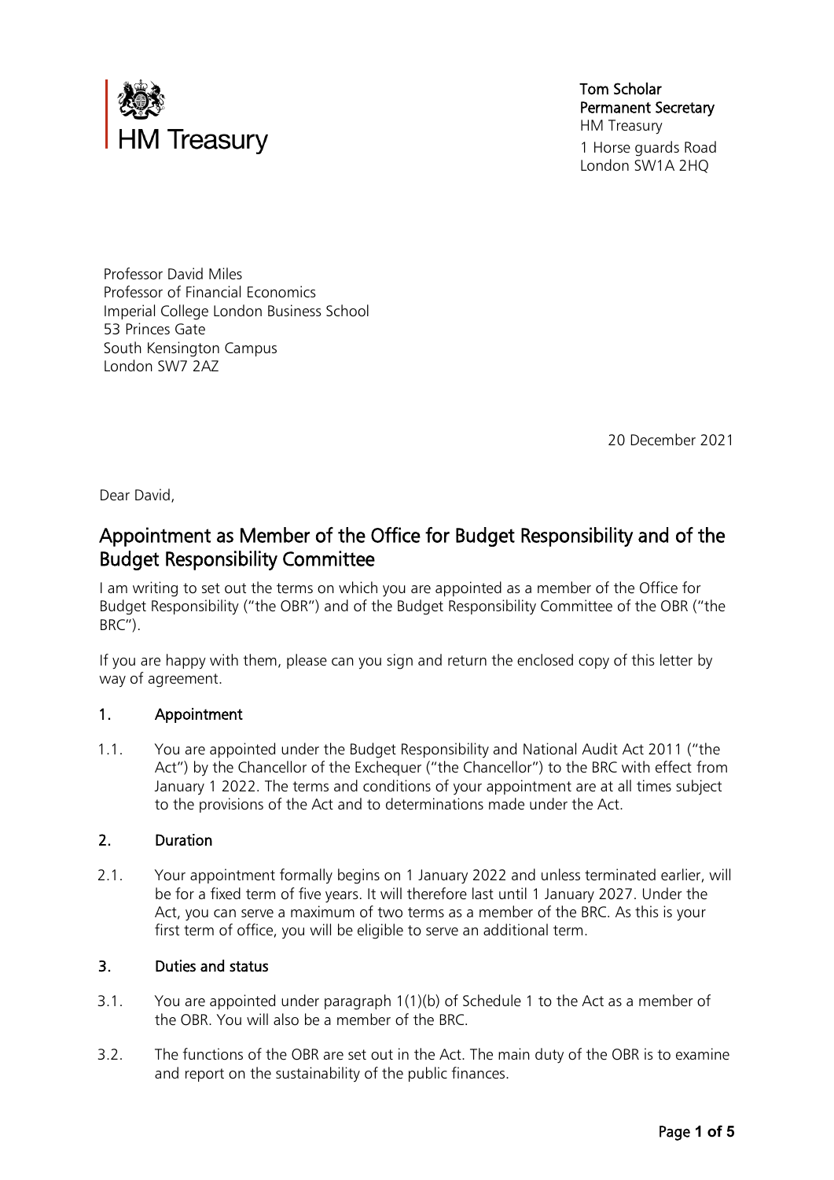HM Treasury

Tom Scholar
Permanent Secretary
HM Treasury
1 Horse guards Road
London SW1A 2HQ

Professor David Miles
Professor of Financial Economics
Imperial College London Business School
53 Princes Gate
South Kensington Campus
London SW7 2AZ

20 December 2021

Dear David,

## Appointment as Member of the Office for Budget Responsibility and of the Budget Responsibility Committee

I am writing to set out the terms on which you are appointed as a member of the Office for Budget Responsibility ("the OBR") and of the Budget Responsibility Committee of the OBR ("the BRC").

If you are happy with them, please can you sign and return the enclosed copy of this letter by way of agreement.

### 1. Appointment

1.1. You are appointed under the Budget Responsibility and National Audit Act 2011 ("the Act") by the Chancellor of the Exchequer ("the Chancellor") to the BRC with effect from January 1 2022. The terms and conditions of your appointment are at all times subject to the provisions of the Act and to determinations made under the Act.

### 2. Duration

2.1. Your appointment formally begins on 1 January 2022 and unless terminated earlier, will be for a fixed term of five years. It will therefore last until 1 January 2027. Under the Act, you can serve a maximum of two terms as a member of the BRC. As this is your first term of office, you will be eligible to serve an additional term.

### 3. Duties and status

3.1. You are appointed under paragraph 1(1)(b) of Schedule 1 to the Act as a member of the OBR. You will also be a member of the BRC.

3.2. The functions of the OBR are set out in the Act. The main duty of the OBR is to examine and report on the sustainability of the public finances.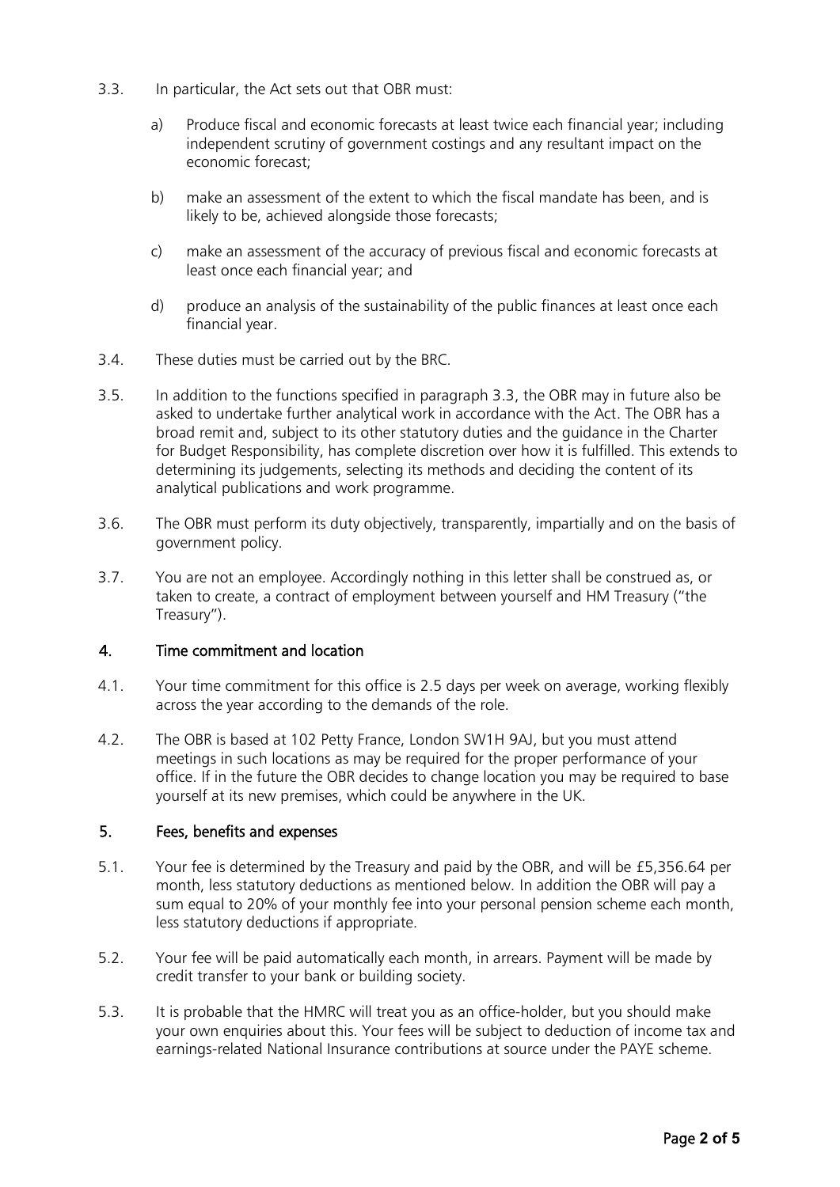3.3. In particular, the Act sets out that OBR must:

a) Produce fiscal and economic forecasts at least twice each financial year; including independent scrutiny of government costings and any resultant impact on the economic forecast;

b) make an assessment of the extent to which the fiscal mandate has been, and is likely to be, achieved alongside those forecasts;

c) make an assessment of the accuracy of previous fiscal and economic forecasts at least once each financial year; and

d) produce an analysis of the sustainability of the public finances at least once each financial year.

3.4. These duties must be carried out by the BRC.

3.5. In addition to the functions specified in paragraph 3.3, the OBR may in future also be asked to undertake further analytical work in accordance with the Act. The OBR has a broad remit and, subject to its other statutory duties and the guidance in the Charter for Budget Responsibility, has complete discretion over how it is fulfilled. This extends to determining its judgements, selecting its methods and deciding the content of its analytical publications and work programme.

3.6. The OBR must perform its duty objectively, transparently, impartially and on the basis of government policy.

3.7. You are not an employee. Accordingly nothing in this letter shall be construed as, or taken to create, a contract of employment between yourself and HM Treasury ("the Treasury").

## 4. Time commitment and location

4.1. Your time commitment for this office is 2.5 days per week on average, working flexibly across the year according to the demands of the role.

4.2. The OBR is based at 102 Petty France, London SW1H 9AJ, but you must attend meetings in such locations as may be required for the proper performance of your office. If in the future the OBR decides to change location you may be required to base yourself at its new premises, which could be anywhere in the UK.

## 5. Fees, benefits and expenses

5.1. Your fee is determined by the Treasury and paid by the OBR, and will be £5,356.64 per month, less statutory deductions as mentioned below. In addition the OBR will pay a sum equal to 20% of your monthly fee into your personal pension scheme each month, less statutory deductions if appropriate.

5.2. Your fee will be paid automatically each month, in arrears. Payment will be made by credit transfer to your bank or building society.

5.3. It is probable that the HMRC will treat you as an office-holder, but you should make your own enquiries about this. Your fees will be subject to deduction of income tax and earnings-related National Insurance contributions at source under the PAYE scheme.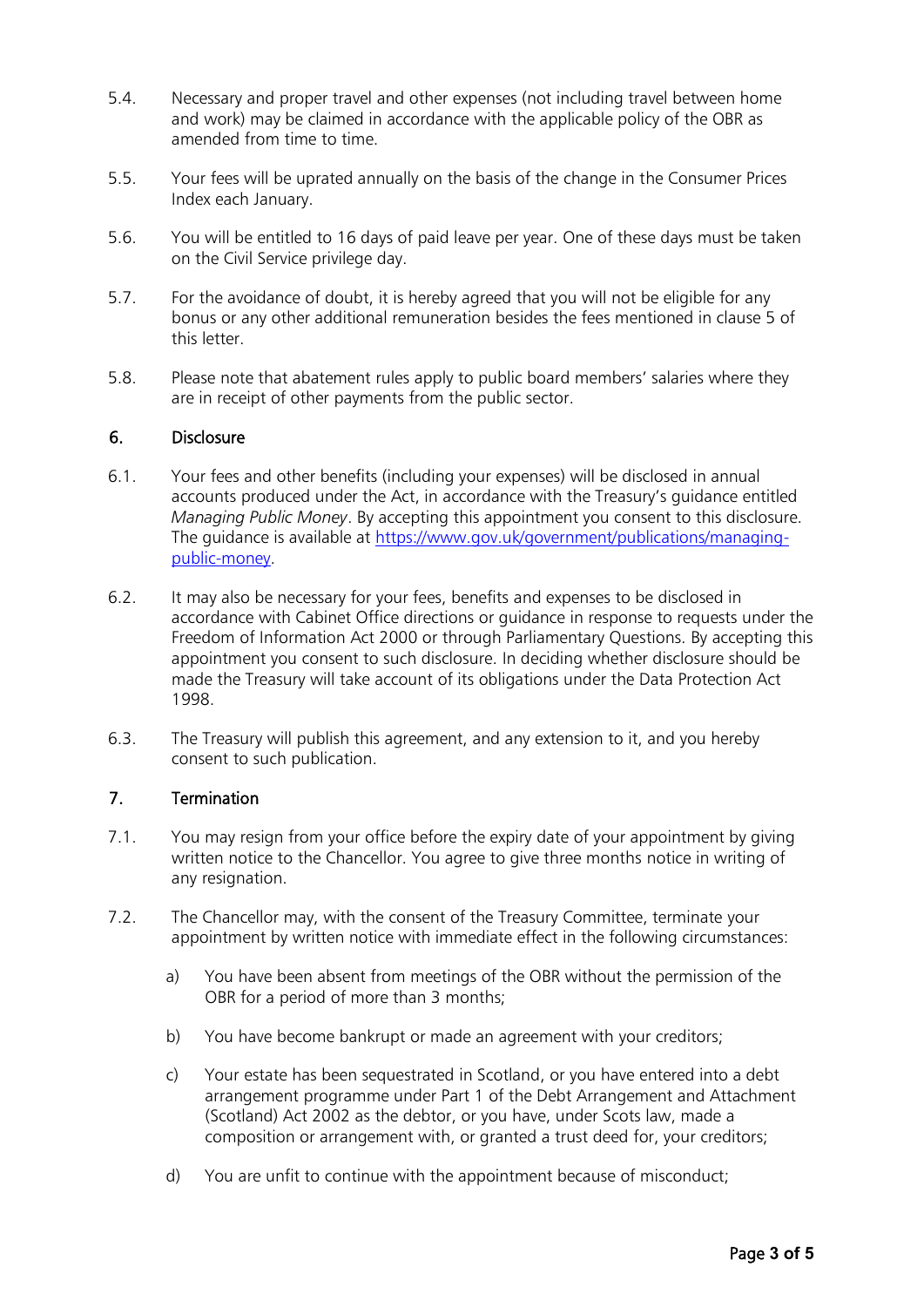5.4. Necessary and proper travel and other expenses (not including travel between home and work) may be claimed in accordance with the applicable policy of the OBR as amended from time to time.

5.5. Your fees will be uprated annually on the basis of the change in the Consumer Prices Index each January.

5.6. You will be entitled to 16 days of paid leave per year. One of these days must be taken on the Civil Service privilege day.

5.7. For the avoidance of doubt, it is hereby agreed that you will not be eligible for any bonus or any other additional remuneration besides the fees mentioned in clause 5 of this letter.

5.8. Please note that abatement rules apply to public board members' salaries where they are in receipt of other payments from the public sector.

## 6. Disclosure

6.1. Your fees and other benefits (including your expenses) will be disclosed in annual accounts produced under the Act, in accordance with the Treasury's guidance entitled *Managing Public Money*. By accepting this appointment you consent to this disclosure. The guidance is available at [https://www.gov.uk/government/publications/managing-public-money](https://www.gov.uk/government/publications/managing-public-money).

6.2. It may also be necessary for your fees, benefits and expenses to be disclosed in accordance with Cabinet Office directions or guidance in response to requests under the Freedom of Information Act 2000 or through Parliamentary Questions. By accepting this appointment you consent to such disclosure. In deciding whether disclosure should be made the Treasury will take account of its obligations under the Data Protection Act 1998.

6.3. The Treasury will publish this agreement, and any extension to it, and you hereby consent to such publication.

## 7. Termination

7.1. You may resign from your office before the expiry date of your appointment by giving written notice to the Chancellor. You agree to give three months notice in writing of any resignation.

7.2. The Chancellor may, with the consent of the Treasury Committee, terminate your appointment by written notice with immediate effect in the following circumstances:

a) You have been absent from meetings of the OBR without the permission of the OBR for a period of more than 3 months;

b) You have become bankrupt or made an agreement with your creditors;

c) Your estate has been sequestrated in Scotland, or you have entered into a debt arrangement programme under Part 1 of the Debt Arrangement and Attachment (Scotland) Act 2002 as the debtor, or you have, under Scots law, made a composition or arrangement with, or granted a trust deed for, your creditors;

d) You are unfit to continue with the appointment because of misconduct;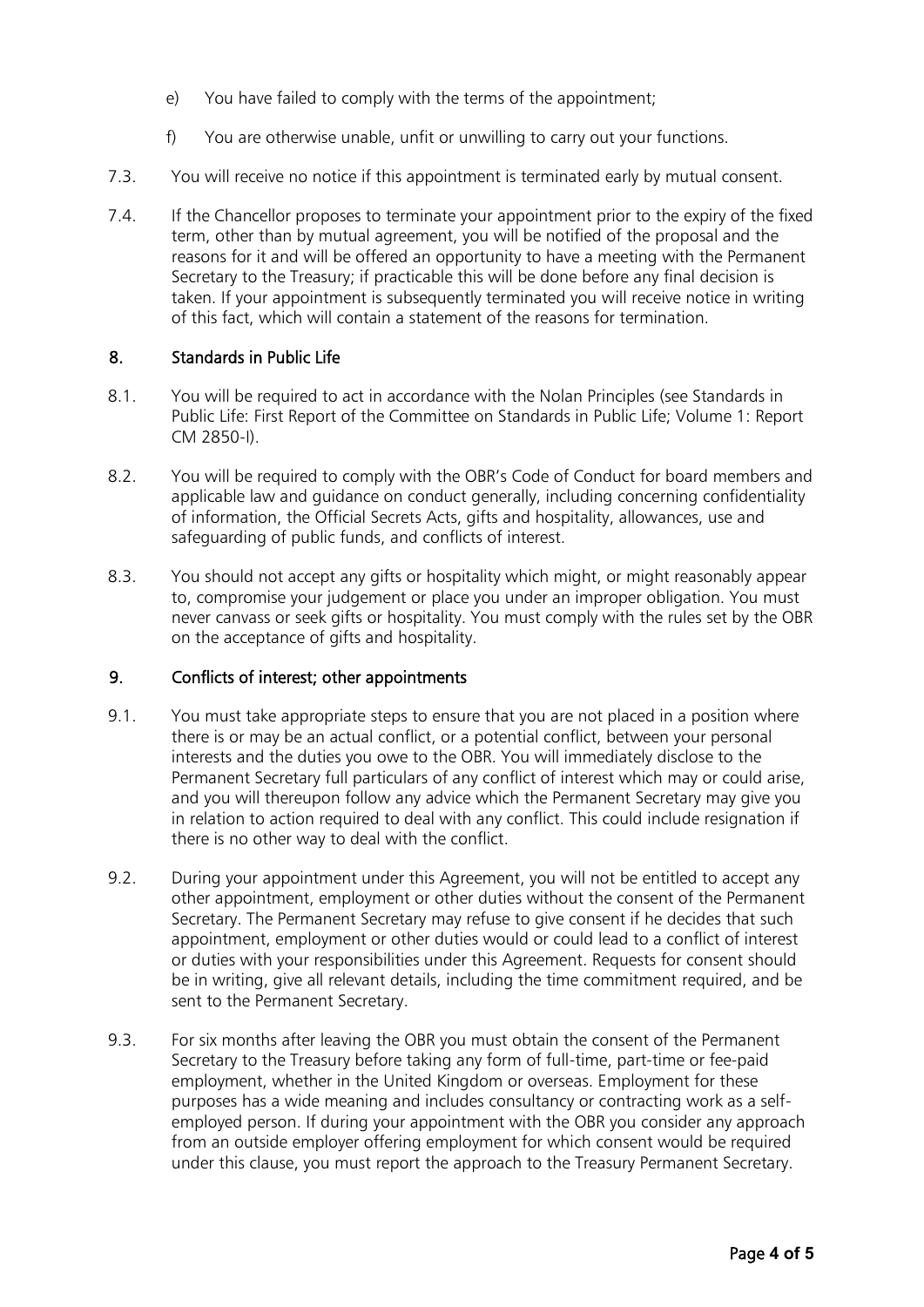e) You have failed to comply with the terms of the appointment;

f) You are otherwise unable, unfit or unwilling to carry out your functions.

7.3. You will receive no notice if this appointment is terminated early by mutual consent.

7.4. If the Chancellor proposes to terminate your appointment prior to the expiry of the fixed term, other than by mutual agreement, you will be notified of the proposal and the reasons for it and will be offered an opportunity to have a meeting with the Permanent Secretary to the Treasury; if practicable this will be done before any final decision is taken. If your appointment is subsequently terminated you will receive notice in writing of this fact, which will contain a statement of the reasons for termination.

## 8. Standards in Public Life

8.1. You will be required to act in accordance with the Nolan Principles (see Standards in Public Life: First Report of the Committee on Standards in Public Life; Volume 1: Report CM 2850-I).

8.2. You will be required to comply with the OBR's Code of Conduct for board members and applicable law and guidance on conduct generally, including concerning confidentiality of information, the Official Secrets Acts, gifts and hospitality, allowances, use and safeguarding of public funds, and conflicts of interest.

8.3. You should not accept any gifts or hospitality which might, or might reasonably appear to, compromise your judgement or place you under an improper obligation. You must never canvass or seek gifts or hospitality. You must comply with the rules set by the OBR on the acceptance of gifts and hospitality.

## 9. Conflicts of interest; other appointments

9.1. You must take appropriate steps to ensure that you are not placed in a position where there is or may be an actual conflict, or a potential conflict, between your personal interests and the duties you owe to the OBR. You will immediately disclose to the Permanent Secretary full particulars of any conflict of interest which may or could arise, and you will thereupon follow any advice which the Permanent Secretary may give you in relation to action required to deal with any conflict. This could include resignation if there is no other way to deal with the conflict.

9.2. During your appointment under this Agreement, you will not be entitled to accept any other appointment, employment or other duties without the consent of the Permanent Secretary. The Permanent Secretary may refuse to give consent if he decides that such appointment, employment or other duties would or could lead to a conflict of interest or duties with your responsibilities under this Agreement. Requests for consent should be in writing, give all relevant details, including the time commitment required, and be sent to the Permanent Secretary.

9.3. For six months after leaving the OBR you must obtain the consent of the Permanent Secretary to the Treasury before taking any form of full-time, part-time or fee-paid employment, whether in the United Kingdom or overseas. Employment for these purposes has a wide meaning and includes consultancy or contracting work as a self-employed person. If during your appointment with the OBR you consider any approach from an outside employer offering employment for which consent would be required under this clause, you must report the approach to the Treasury Permanent Secretary.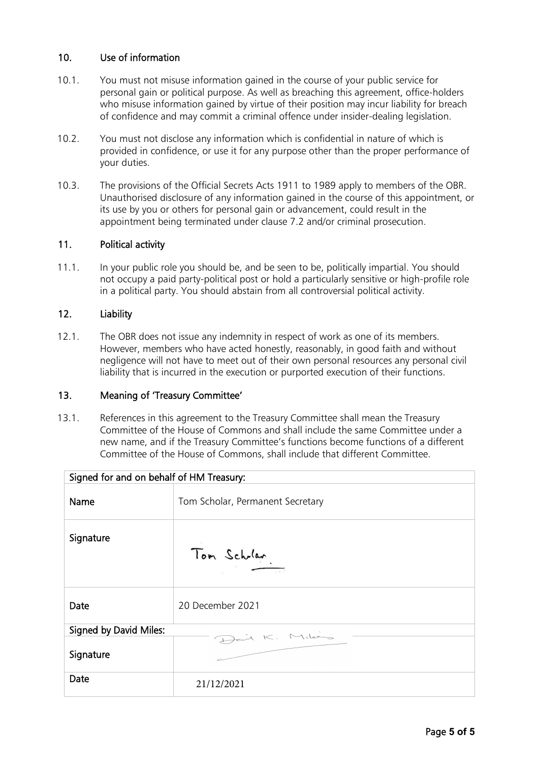## 10. Use of information

10.1. You must not misuse information gained in the course of your public service for personal gain or political purpose. As well as breaching this agreement, office-holders who misuse information gained by virtue of their position may incur liability for breach of confidence and may commit a criminal offence under insider-dealing legislation.

10.2. You must not disclose any information which is confidential in nature of which is provided in confidence, or use it for any purpose other than the proper performance of your duties.

10.3. The provisions of the Official Secrets Acts 1911 to 1989 apply to members of the OBR. Unauthorised disclosure of any information gained in the course of this appointment, or its use by you or others for personal gain or advancement, could result in the appointment being terminated under clause 7.2 and/or criminal prosecution.

## 11. Political activity

11.1. In your public role you should be, and be seen to be, politically impartial. You should not occupy a paid party-political post or hold a particularly sensitive or high-profile role in a political party. You should abstain from all controversial political activity.

## 12. Liability

12.1. The OBR does not issue any indemnity in respect of work as one of its members. However, members who have acted honestly, reasonably, in good faith and without negligence will not have to meet out of their own personal resources any personal civil liability that is incurred in the execution or purported execution of their functions.

## 13. Meaning of 'Treasury Committee'

13.1. References in this agreement to the Treasury Committee shall mean the Treasury Committee of the House of Commons and shall include the same Committee under a new name, and if the Treasury Committee's functions become functions of a different Committee of the House of Commons, shall include that different Committee.

| Signed for and on behalf of HM Treasury: | |
| --- | --- |
| **Name** | Tom Scholar, Permanent Secretary |
| **Signature** | Tom Scholar |
| **Date** | 20 December 2021 |
| **Signed by David Miles:** | |
| **Signature** | David K. Miles |
| **Date** | 21/12/2021 |